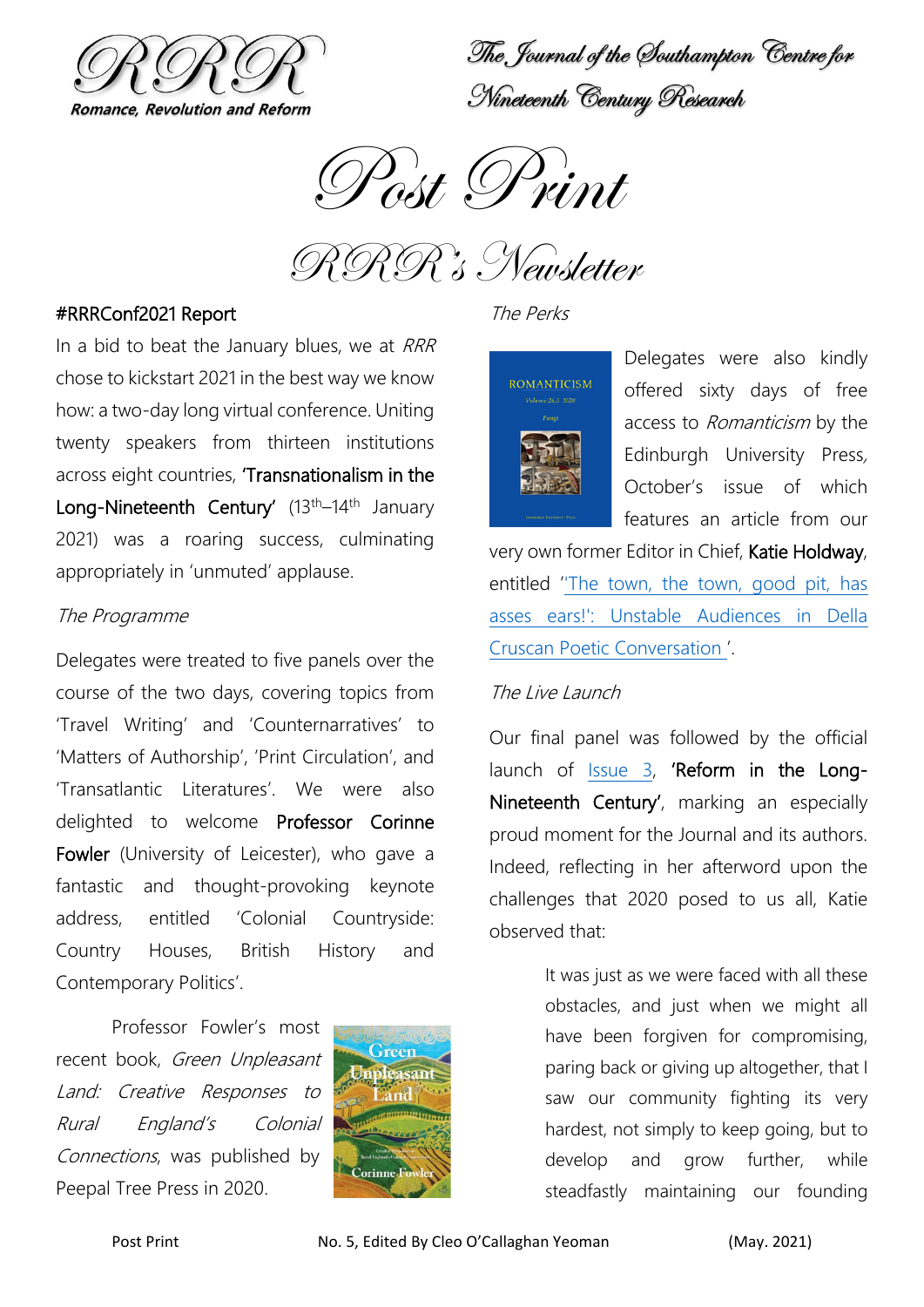# RRR

Romance, Revolution and Reform

The Journal of the Southampton Centre for Nineteenth Century Research

# Post Print

## RRR's Newsletter

### #RRRConf2021 Report

In a bid to beat the January blues, we at *RRR* chose to kickstart 2021 in the best way we know how: a two-day long virtual conference. Uniting twenty speakers from thirteen institutions across eight countries, 'Transnationalism in the Long-Nineteenth Century' (13th–14th January 2021) was a roaring success, culminating appropriately in 'unmuted' applause.

*The Programme*

Delegates were treated to five panels over the course of the two days, covering topics from 'Travel Writing' and 'Counternarratives' to 'Matters of Authorship', 'Print Circulation', and 'Transatlantic Literatures'. We were also delighted to welcome Professor Corinne Fowler (University of Leicester), who gave a fantastic and thought-provoking keynote address, entitled 'Colonial Countryside: Country Houses, British History and Contemporary Politics'.

Professor Fowler's most recent book, *Green Unpleasant Land: Creative Responses to Rural England's Colonial Connections*, was published by Peepal Tree Press in 2020.

*The Perks*

Delegates were also kindly offered sixty days of free access to *Romanticism* by the Edinburgh University Press, October's issue of which features an article from our very own former Editor in Chief, Katie Holdway, entitled ['The town, the town, good pit, has asses ears!': Unstable Audiences in Della Cruscan Poetic Conversation](). 

*The Live Launch*

Our final panel was followed by the official launch of [Issue 3](), 'Reform in the Long-Nineteenth Century', marking an especially proud moment for the Journal and its authors. Indeed, reflecting in her afterword upon the challenges that 2020 posed to us all, Katie observed that:

> It was just as we were faced with all these obstacles, and just when we might all have been forgiven for compromising, paring back or giving up altogether, that I saw our community fighting its very hardest, not simply to keep going, but to develop and grow further, while steadfastly maintaining our founding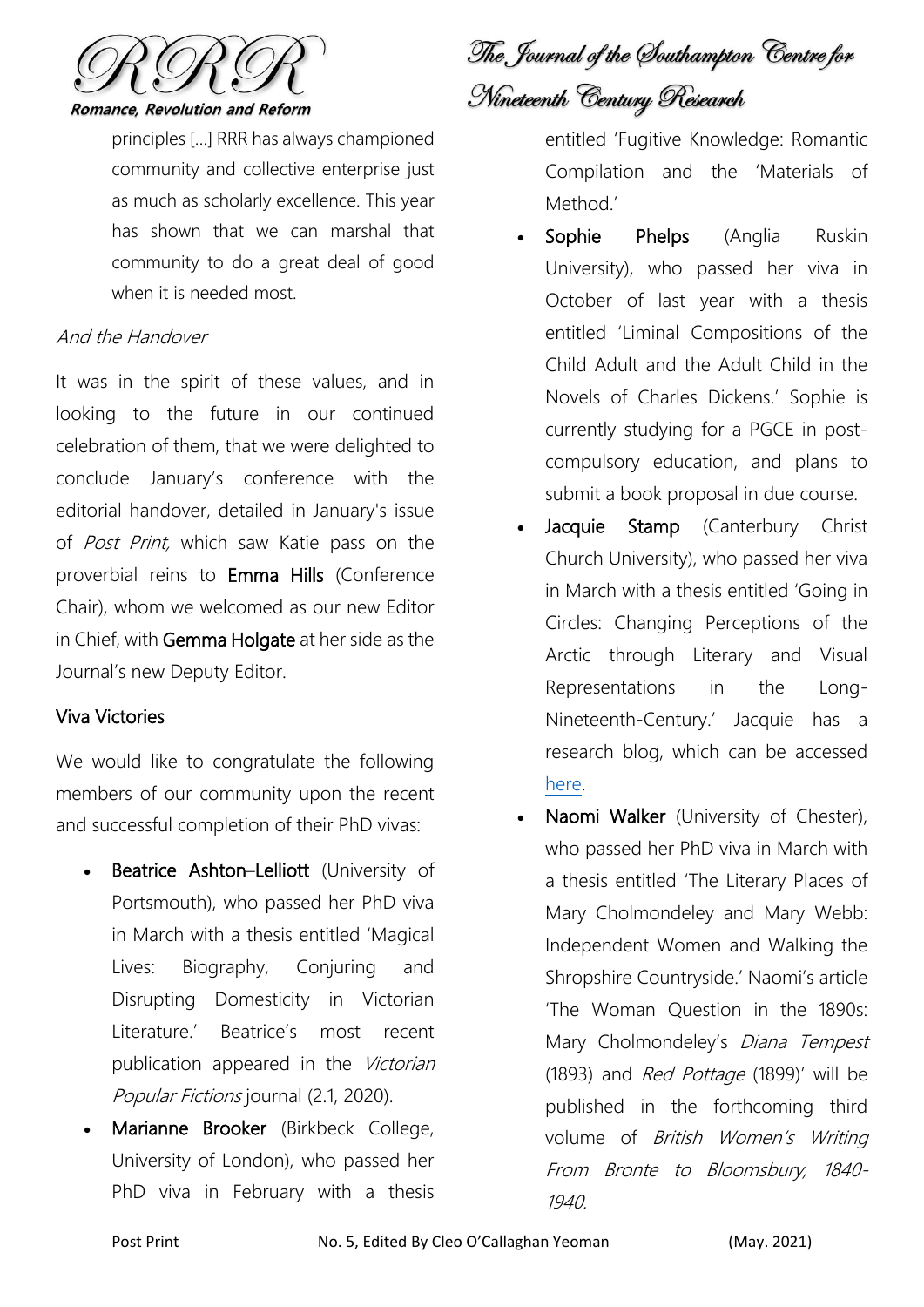principles [...] RRR has always championed community and collective enterprise just as much as scholarly excellence. This year has shown that we can marshal that community to do a great deal of good when it is needed most.

*And the Handover*

It was in the spirit of these values, and in looking to the future in our continued celebration of them, that we were delighted to conclude January's conference with the editorial handover, detailed in January's issue of *Post Print,* which saw Katie pass on the proverbial reins to Emma Hills (Conference Chair), whom we welcomed as our new Editor in Chief, with Gemma Holgate at her side as the Journal's new Deputy Editor.

## Viva Victories

We would like to congratulate the following members of our community upon the recent and successful completion of their PhD vivas:

- Beatrice Ashton–Lelliott (University of Portsmouth), who passed her PhD viva in March with a thesis entitled 'Magical Lives: Biography, Conjuring and Disrupting Domesticity in Victorian Literature.' Beatrice's most recent publication appeared in the *Victorian Popular Fictions* journal (2.1, 2020).
- Marianne Brooker (Birkbeck College, University of London), who passed her PhD viva in February with a thesis entitled 'Fugitive Knowledge: Romantic Compilation and the 'Materials of Method.'
- Sophie Phelps (Anglia Ruskin University), who passed her viva in October of last year with a thesis entitled 'Liminal Compositions of the Child Adult and the Adult Child in the Novels of Charles Dickens.' Sophie is currently studying for a PGCE in post-compulsory education, and plans to submit a book proposal in due course.
- Jacquie Stamp (Canterbury Christ Church University), who passed her viva in March with a thesis entitled 'Going in Circles: Changing Perceptions of the Arctic through Literary and Visual Representations in the Long-Nineteenth-Century.' Jacquie has a research blog, which can be accessed here.
- Naomi Walker (University of Chester), who passed her PhD viva in March with a thesis entitled 'The Literary Places of Mary Cholmondeley and Mary Webb: Independent Women and Walking the Shropshire Countryside.' Naomi's article 'The Woman Question in the 1890s: Mary Cholmondeley's *Diana Tempest* (1893) and *Red Pottage* (1899)' will be published in the forthcoming third volume of *British Women's Writing From Bronte to Bloomsbury, 1840-1940.*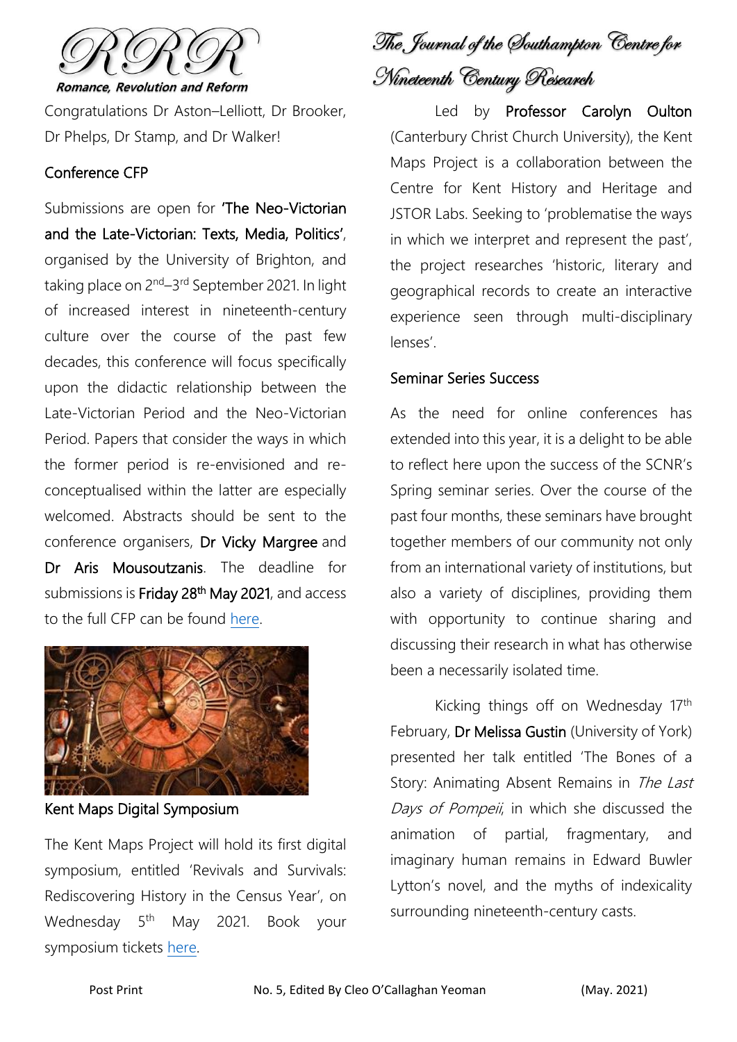Congratulations Dr Aston–Lelliott, Dr Brooker, Dr Phelps, Dr Stamp, and Dr Walker!

## Conference CFP

Submissions are open for **'The Neo-Victorian and the Late-Victorian: Texts, Media, Politics'**, organised by the University of Brighton, and taking place on 2nd–3rd September 2021. In light of increased interest in nineteenth-century culture over the course of the past few decades, this conference will focus specifically upon the didactic relationship between the Late-Victorian Period and the Neo-Victorian Period. Papers that consider the ways in which the former period is re-envisioned and re-conceptualised within the latter are especially welcomed. Abstracts should be sent to the conference organisers, **Dr Vicky Margree** and **Dr Aris Mousoutzanis**. The deadline for submissions is **Friday 28th May 2021**, and access to the full CFP can be found [here].

## Kent Maps Digital Symposium

The Kent Maps Project will hold its first digital symposium, entitled 'Revivals and Survivals: Rediscovering History in the Census Year', on Wednesday 5th May 2021. Book your symposium tickets [here].

Led by **Professor Carolyn Oulton** (Canterbury Christ Church University), the Kent Maps Project is a collaboration between the Centre for Kent History and Heritage and JSTOR Labs. Seeking to 'problematise the ways in which we interpret and represent the past', the project researches 'historic, literary and geographical records to create an interactive experience seen through multi-disciplinary lenses'.

## Seminar Series Success

As the need for online conferences has extended into this year, it is a delight to be able to reflect here upon the success of the SCNR's Spring seminar series. Over the course of the past four months, these seminars have brought together members of our community not only from an international variety of institutions, but also a variety of disciplines, providing them with opportunity to continue sharing and discussing their research in what has otherwise been a necessarily isolated time.

Kicking things off on Wednesday 17th February, **Dr Melissa Gustin** (University of York) presented her talk entitled 'The Bones of a Story: Animating Absent Remains in *The Last Days of Pompeii*, in which she discussed the animation of partial, fragmentary, and imaginary human remains in Edward Bulwer Lytton's novel, and the myths of indexicality surrounding nineteenth-century casts.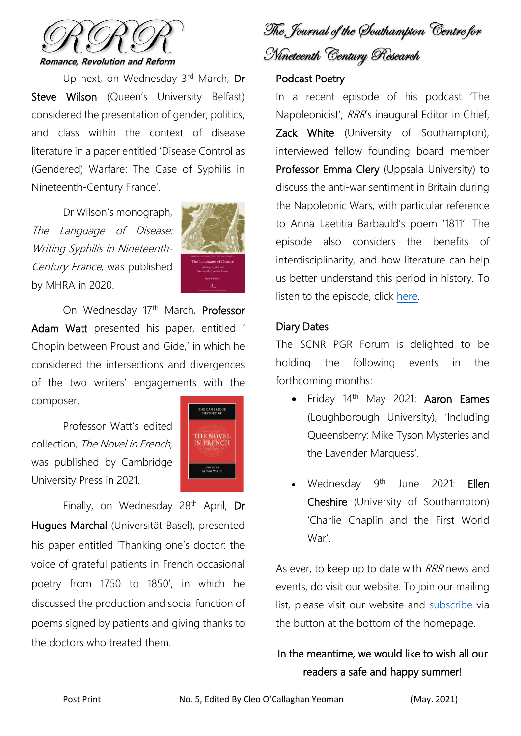Up next, on Wednesday 3rd March, Dr Steve Wilson (Queen's University Belfast) considered the presentation of gender, politics, and class within the context of disease literature in a paper entitled 'Disease Control as (Gendered) Warfare: The Case of Syphilis in Nineteenth-Century France'.

Dr Wilson's monograph, *The Language of Disease: Writing Syphilis in Nineteenth-Century France*, was published by MHRA in 2020.

On Wednesday 17th March, Professor Adam Watt presented his paper, entitled ' Chopin between Proust and Gide,' in which he considered the intersections and divergences of the two writers' engagements with the composer.

Professor Watt's edited collection, *The Novel in French*, was published by Cambridge University Press in 2021.

Finally, on Wednesday 28th April, Dr Hugues Marchal (Universität Basel), presented his paper entitled 'Thanking one's doctor: the voice of grateful patients in French occasional poetry from 1750 to 1850', in which he discussed the production and social function of poems signed by patients and giving thanks to the doctors who treated them.

## Podcast Poetry

In a recent episode of his podcast 'The Napoleonicist', *RRR*'s inaugural Editor in Chief, Zack White (University of Southampton), interviewed fellow founding board member Professor Emma Clery (Uppsala University) to discuss the anti-war sentiment in Britain during the Napoleonic Wars, with particular reference to Anna Laetitia Barbauld's poem '1811'. The episode also considers the benefits of interdisciplinarity, and how literature can help us better understand this period in history. To listen to the episode, click here.

## Diary Dates

The SCNR PGR Forum is delighted to be holding the following events in the forthcoming months:

- Friday 14th May 2021: Aaron Eames (Loughborough University), 'Including Queensberry: Mike Tyson Mysteries and the Lavender Marquess'.
- Wednesday 9th June 2021: Ellen Cheshire (University of Southampton) 'Charlie Chaplin and the First World War'.

As ever, to keep up to date with *RRR* news and events, do visit our website. To join our mailing list, please visit our website and subscribe via the button at the bottom of the homepage.

In the meantime, we would like to wish all our readers a safe and happy summer!